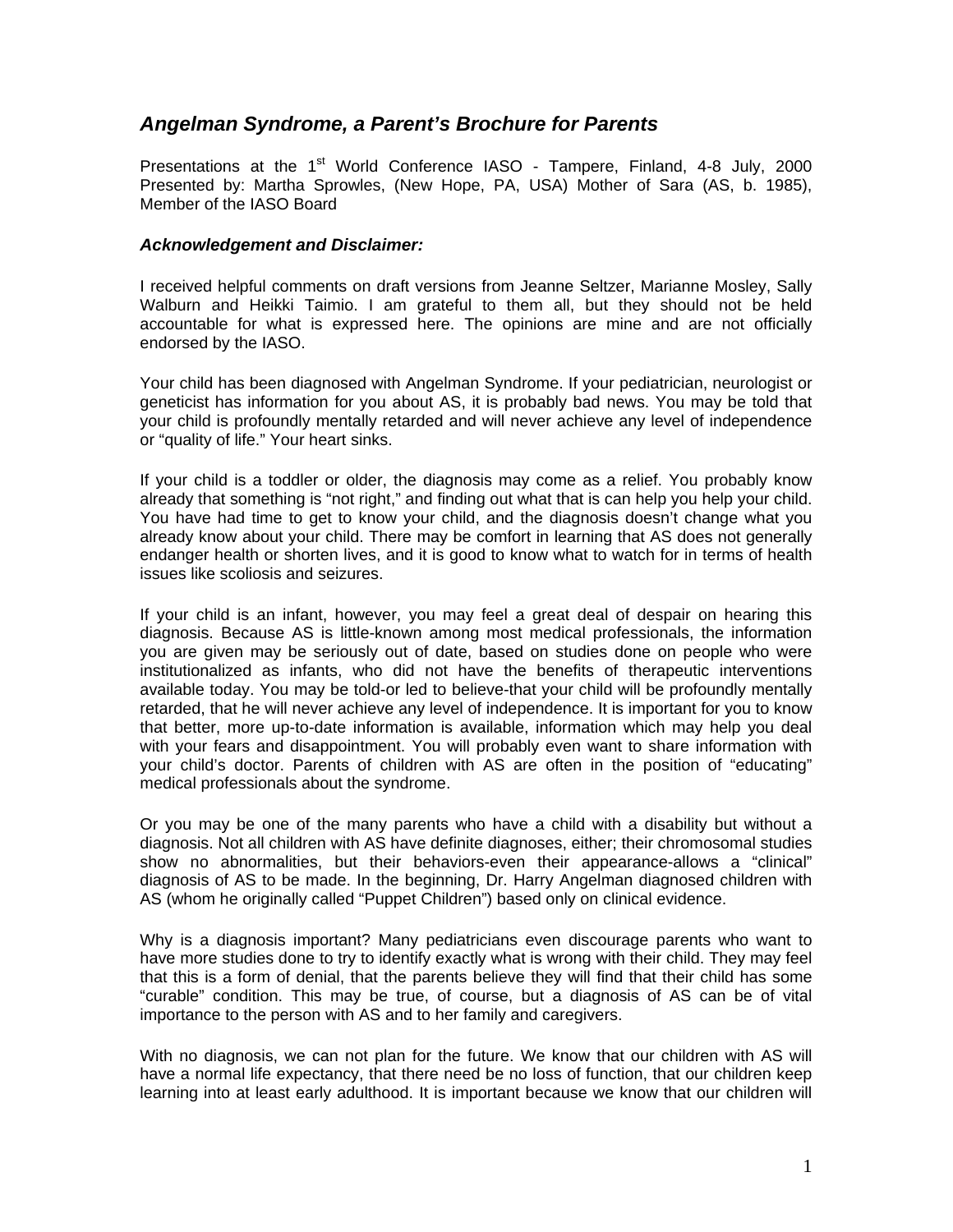## *Angelman Syndrome, a Parent's Brochure for Parents*

Presentations at the 1st World Conference IASO - Tampere, Finland, 4-8 July, 2000
Presented by: Martha Sprowles, (New Hope, PA, USA) Mother of Sara (AS, b. 1985), Member of the IASO Board

### *Acknowledgement and Disclaimer:*

I received helpful comments on draft versions from Jeanne Seltzer, Marianne Mosley, Sally Walburn and Heikki Taimio. I am grateful to them all, but they should not be held accountable for what is expressed here. The opinions are mine and are not officially endorsed by the IASO.

Your child has been diagnosed with Angelman Syndrome. If your pediatrician, neurologist or geneticist has information for you about AS, it is probably bad news. You may be told that your child is profoundly mentally retarded and will never achieve any level of independence or "quality of life." Your heart sinks.

If your child is a toddler or older, the diagnosis may come as a relief. You probably know already that something is "not right," and finding out what that is can help you help your child. You have had time to get to know your child, and the diagnosis doesn't change what you already know about your child. There may be comfort in learning that AS does not generally endanger health or shorten lives, and it is good to know what to watch for in terms of health issues like scoliosis and seizures.

If your child is an infant, however, you may feel a great deal of despair on hearing this diagnosis. Because AS is little-known among most medical professionals, the information you are given may be seriously out of date, based on studies done on people who were institutionalized as infants, who did not have the benefits of therapeutic interventions available today. You may be told-or led to believe-that your child will be profoundly mentally retarded, that he will never achieve any level of independence. It is important for you to know that better, more up-to-date information is available, information which may help you deal with your fears and disappointment. You will probably even want to share information with your child's doctor. Parents of children with AS are often in the position of "educating" medical professionals about the syndrome.

Or you may be one of the many parents who have a child with a disability but without a diagnosis. Not all children with AS have definite diagnoses, either; their chromosomal studies show no abnormalities, but their behaviors-even their appearance-allows a "clinical" diagnosis of AS to be made. In the beginning, Dr. Harry Angelman diagnosed children with AS (whom he originally called "Puppet Children") based only on clinical evidence.

Why is a diagnosis important? Many pediatricians even discourage parents who want to have more studies done to try to identify exactly what is wrong with their child. They may feel that this is a form of denial, that the parents believe they will find that their child has some "curable" condition. This may be true, of course, but a diagnosis of AS can be of vital importance to the person with AS and to her family and caregivers.

With no diagnosis, we can not plan for the future. We know that our children with AS will have a normal life expectancy, that there need be no loss of function, that our children keep learning into at least early adulthood. It is important because we know that our children will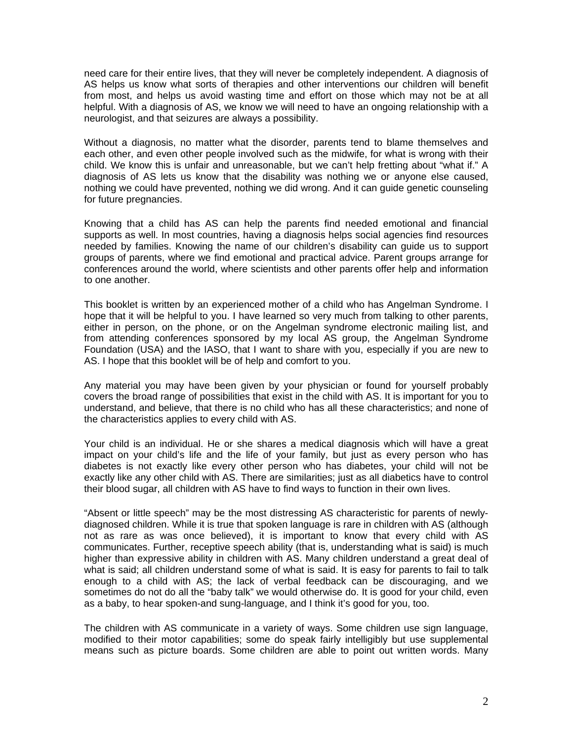need care for their entire lives, that they will never be completely independent. A diagnosis of AS helps us know what sorts of therapies and other interventions our children will benefit from most, and helps us avoid wasting time and effort on those which may not be at all helpful. With a diagnosis of AS, we know we will need to have an ongoing relationship with a neurologist, and that seizures are always a possibility.

Without a diagnosis, no matter what the disorder, parents tend to blame themselves and each other, and even other people involved such as the midwife, for what is wrong with their child. We know this is unfair and unreasonable, but we can't help fretting about "what if." A diagnosis of AS lets us know that the disability was nothing we or anyone else caused, nothing we could have prevented, nothing we did wrong. And it can guide genetic counseling for future pregnancies.

Knowing that a child has AS can help the parents find needed emotional and financial supports as well. In most countries, having a diagnosis helps social agencies find resources needed by families. Knowing the name of our children's disability can guide us to support groups of parents, where we find emotional and practical advice. Parent groups arrange for conferences around the world, where scientists and other parents offer help and information to one another.

This booklet is written by an experienced mother of a child who has Angelman Syndrome. I hope that it will be helpful to you. I have learned so very much from talking to other parents, either in person, on the phone, or on the Angelman syndrome electronic mailing list, and from attending conferences sponsored by my local AS group, the Angelman Syndrome Foundation (USA) and the IASO, that I want to share with you, especially if you are new to AS. I hope that this booklet will be of help and comfort to you.

Any material you may have been given by your physician or found for yourself probably covers the broad range of possibilities that exist in the child with AS. It is important for you to understand, and believe, that there is no child who has all these characteristics; and none of the characteristics applies to every child with AS.

Your child is an individual. He or she shares a medical diagnosis which will have a great impact on your child's life and the life of your family, but just as every person who has diabetes is not exactly like every other person who has diabetes, your child will not be exactly like any other child with AS. There are similarities; just as all diabetics have to control their blood sugar, all children with AS have to find ways to function in their own lives.

"Absent or little speech" may be the most distressing AS characteristic for parents of newly-diagnosed children. While it is true that spoken language is rare in children with AS (although not as rare as was once believed), it is important to know that every child with AS communicates. Further, receptive speech ability (that is, understanding what is said) is much higher than expressive ability in children with AS. Many children understand a great deal of what is said; all children understand some of what is said. It is easy for parents to fail to talk enough to a child with AS; the lack of verbal feedback can be discouraging, and we sometimes do not do all the "baby talk" we would otherwise do. It is good for your child, even as a baby, to hear spoken-and sung-language, and I think it's good for you, too.

The children with AS communicate in a variety of ways. Some children use sign language, modified to their motor capabilities; some do speak fairly intelligibly but use supplemental means such as picture boards. Some children are able to point out written words. Many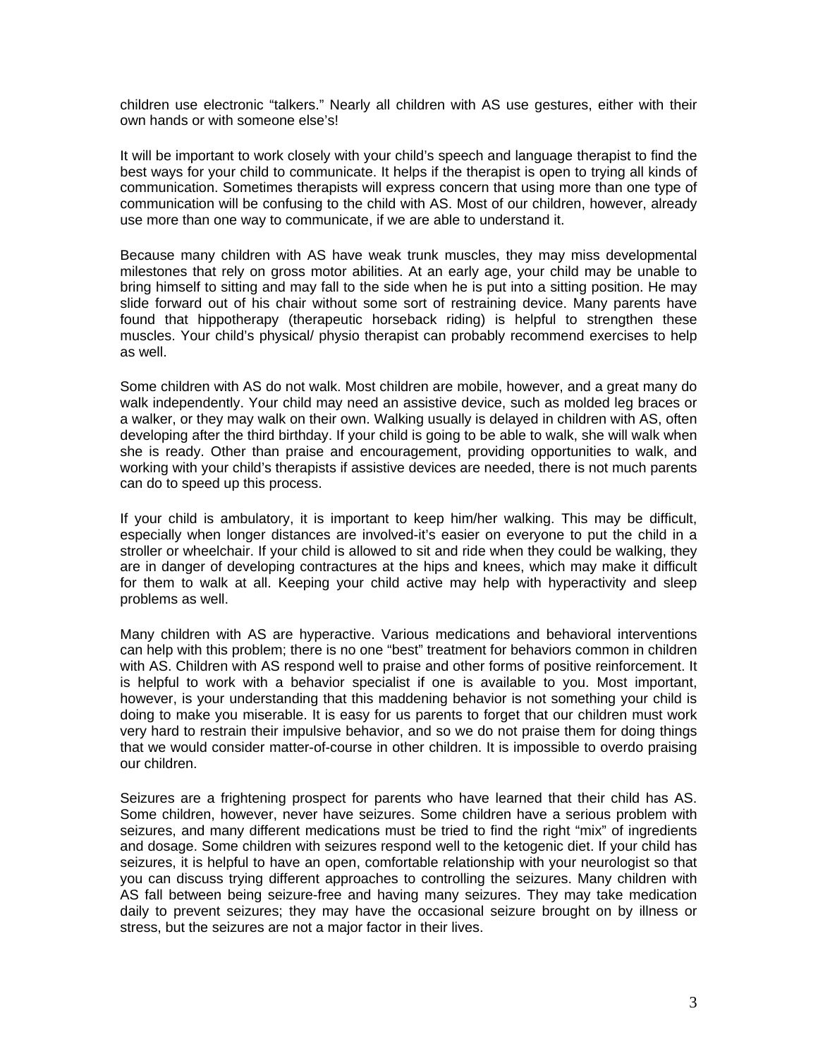children use electronic "talkers." Nearly all children with AS use gestures, either with their own hands or with someone else's!

It will be important to work closely with your child's speech and language therapist to find the best ways for your child to communicate. It helps if the therapist is open to trying all kinds of communication. Sometimes therapists will express concern that using more than one type of communication will be confusing to the child with AS. Most of our children, however, already use more than one way to communicate, if we are able to understand it.

Because many children with AS have weak trunk muscles, they may miss developmental milestones that rely on gross motor abilities. At an early age, your child may be unable to bring himself to sitting and may fall to the side when he is put into a sitting position. He may slide forward out of his chair without some sort of restraining device. Many parents have found that hippotherapy (therapeutic horseback riding) is helpful to strengthen these muscles. Your child's physical/ physio therapist can probably recommend exercises to help as well.

Some children with AS do not walk. Most children are mobile, however, and a great many do walk independently. Your child may need an assistive device, such as molded leg braces or a walker, or they may walk on their own. Walking usually is delayed in children with AS, often developing after the third birthday. If your child is going to be able to walk, she will walk when she is ready. Other than praise and encouragement, providing opportunities to walk, and working with your child's therapists if assistive devices are needed, there is not much parents can do to speed up this process.

If your child is ambulatory, it is important to keep him/her walking. This may be difficult, especially when longer distances are involved-it's easier on everyone to put the child in a stroller or wheelchair. If your child is allowed to sit and ride when they could be walking, they are in danger of developing contractures at the hips and knees, which may make it difficult for them to walk at all. Keeping your child active may help with hyperactivity and sleep problems as well.

Many children with AS are hyperactive. Various medications and behavioral interventions can help with this problem; there is no one "best" treatment for behaviors common in children with AS. Children with AS respond well to praise and other forms of positive reinforcement. It is helpful to work with a behavior specialist if one is available to you. Most important, however, is your understanding that this maddening behavior is not something your child is doing to make you miserable. It is easy for us parents to forget that our children must work very hard to restrain their impulsive behavior, and so we do not praise them for doing things that we would consider matter-of-course in other children. It is impossible to overdo praising our children.

Seizures are a frightening prospect for parents who have learned that their child has AS. Some children, however, never have seizures. Some children have a serious problem with seizures, and many different medications must be tried to find the right "mix" of ingredients and dosage. Some children with seizures respond well to the ketogenic diet. If your child has seizures, it is helpful to have an open, comfortable relationship with your neurologist so that you can discuss trying different approaches to controlling the seizures. Many children with AS fall between being seizure-free and having many seizures. They may take medication daily to prevent seizures; they may have the occasional seizure brought on by illness or stress, but the seizures are not a major factor in their lives.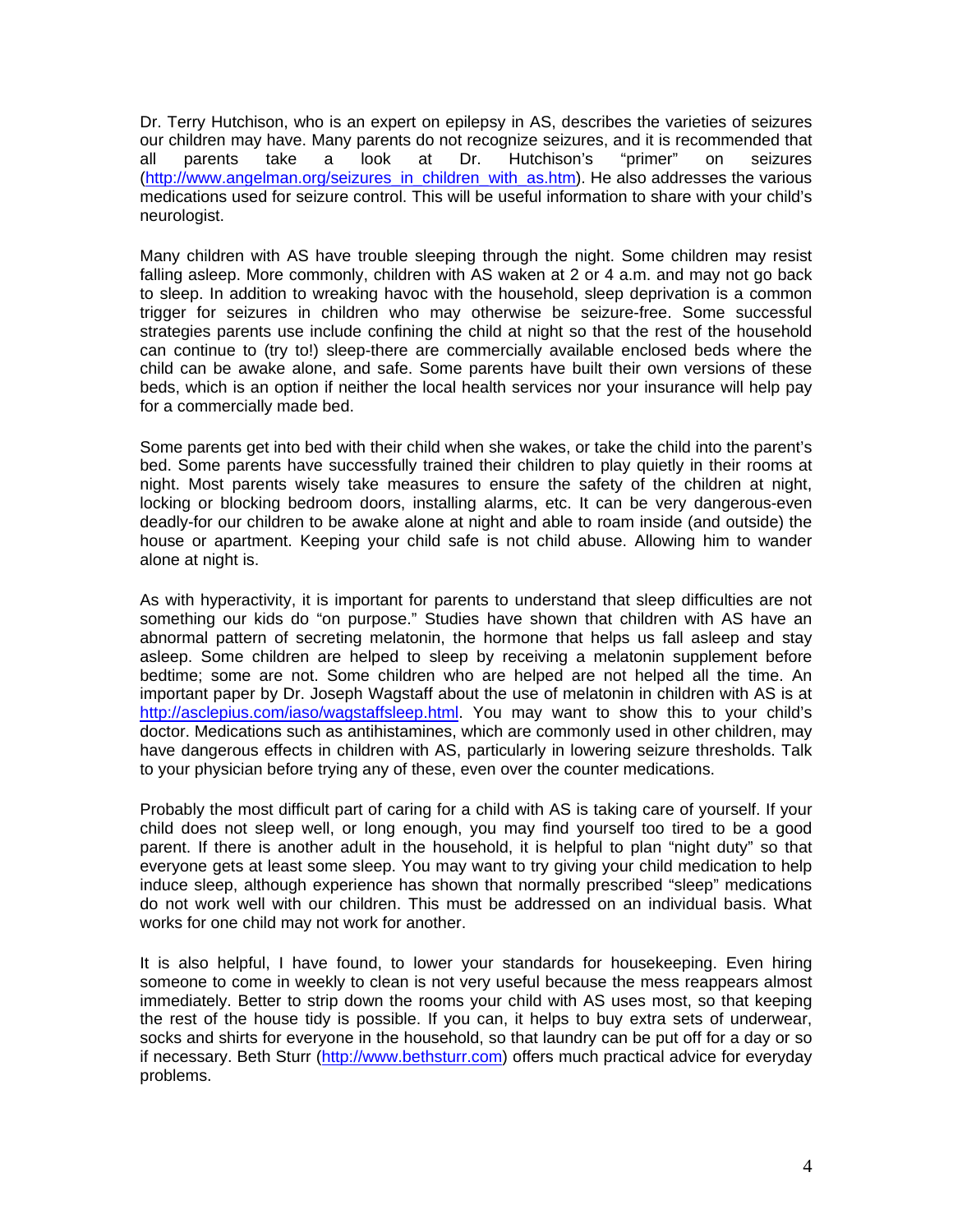Dr. Terry Hutchison, who is an expert on epilepsy in AS, describes the varieties of seizures our children may have. Many parents do not recognize seizures, and it is recommended that all parents take a look at Dr. Hutchison's "primer" on seizures (http://www.angelman.org/seizures_in_children_with_as.htm). He also addresses the various medications used for seizure control. This will be useful information to share with your child's neurologist.

Many children with AS have trouble sleeping through the night. Some children may resist falling asleep. More commonly, children with AS waken at 2 or 4 a.m. and may not go back to sleep. In addition to wreaking havoc with the household, sleep deprivation is a common trigger for seizures in children who may otherwise be seizure-free. Some successful strategies parents use include confining the child at night so that the rest of the household can continue to (try to!) sleep-there are commercially available enclosed beds where the child can be awake alone, and safe. Some parents have built their own versions of these beds, which is an option if neither the local health services nor your insurance will help pay for a commercially made bed.

Some parents get into bed with their child when she wakes, or take the child into the parent's bed. Some parents have successfully trained their children to play quietly in their rooms at night. Most parents wisely take measures to ensure the safety of the children at night, locking or blocking bedroom doors, installing alarms, etc. It can be very dangerous-even deadly-for our children to be awake alone at night and able to roam inside (and outside) the house or apartment. Keeping your child safe is not child abuse. Allowing him to wander alone at night is.

As with hyperactivity, it is important for parents to understand that sleep difficulties are not something our kids do "on purpose." Studies have shown that children with AS have an abnormal pattern of secreting melatonin, the hormone that helps us fall asleep and stay asleep. Some children are helped to sleep by receiving a melatonin supplement before bedtime; some are not. Some children who are helped are not helped all the time. An important paper by Dr. Joseph Wagstaff about the use of melatonin in children with AS is at http://asclepius.com/iaso/wagstaffsleep.html. You may want to show this to your child's doctor. Medications such as antihistamines, which are commonly used in other children, may have dangerous effects in children with AS, particularly in lowering seizure thresholds. Talk to your physician before trying any of these, even over the counter medications.

Probably the most difficult part of caring for a child with AS is taking care of yourself. If your child does not sleep well, or long enough, you may find yourself too tired to be a good parent. If there is another adult in the household, it is helpful to plan "night duty" so that everyone gets at least some sleep. You may want to try giving your child medication to help induce sleep, although experience has shown that normally prescribed "sleep" medications do not work well with our children. This must be addressed on an individual basis. What works for one child may not work for another.

It is also helpful, I have found, to lower your standards for housekeeping. Even hiring someone to come in weekly to clean is not very useful because the mess reappears almost immediately. Better to strip down the rooms your child with AS uses most, so that keeping the rest of the house tidy is possible. If you can, it helps to buy extra sets of underwear, socks and shirts for everyone in the household, so that laundry can be put off for a day or so if necessary. Beth Sturr (http://www.bethsturr.com) offers much practical advice for everyday problems.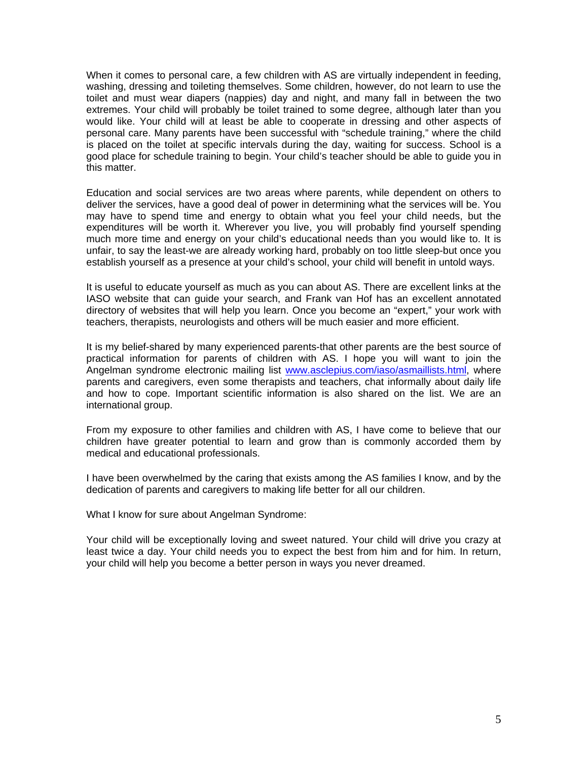When it comes to personal care, a few children with AS are virtually independent in feeding, washing, dressing and toileting themselves. Some children, however, do not learn to use the toilet and must wear diapers (nappies) day and night, and many fall in between the two extremes. Your child will probably be toilet trained to some degree, although later than you would like. Your child will at least be able to cooperate in dressing and other aspects of personal care. Many parents have been successful with "schedule training," where the child is placed on the toilet at specific intervals during the day, waiting for success. School is a good place for schedule training to begin. Your child's teacher should be able to guide you in this matter.

Education and social services are two areas where parents, while dependent on others to deliver the services, have a good deal of power in determining what the services will be. You may have to spend time and energy to obtain what you feel your child needs, but the expenditures will be worth it. Wherever you live, you will probably find yourself spending much more time and energy on your child's educational needs than you would like to. It is unfair, to say the least-we are already working hard, probably on too little sleep-but once you establish yourself as a presence at your child's school, your child will benefit in untold ways.

It is useful to educate yourself as much as you can about AS. There are excellent links at the IASO website that can guide your search, and Frank van Hof has an excellent annotated directory of websites that will help you learn. Once you become an "expert," your work with teachers, therapists, neurologists and others will be much easier and more efficient.

It is my belief-shared by many experienced parents-that other parents are the best source of practical information for parents of children with AS. I hope you will want to join the Angelman syndrome electronic mailing list [www.asclepius.com/iaso/asmaillists.html](www.asclepius.com/iaso/asmaillists.html), where parents and caregivers, even some therapists and teachers, chat informally about daily life and how to cope. Important scientific information is also shared on the list. We are an international group.

From my exposure to other families and children with AS, I have come to believe that our children have greater potential to learn and grow than is commonly accorded them by medical and educational professionals.

I have been overwhelmed by the caring that exists among the AS families I know, and by the dedication of parents and caregivers to making life better for all our children.

What I know for sure about Angelman Syndrome:

Your child will be exceptionally loving and sweet natured. Your child will drive you crazy at least twice a day. Your child needs you to expect the best from him and for him. In return, your child will help you become a better person in ways you never dreamed.